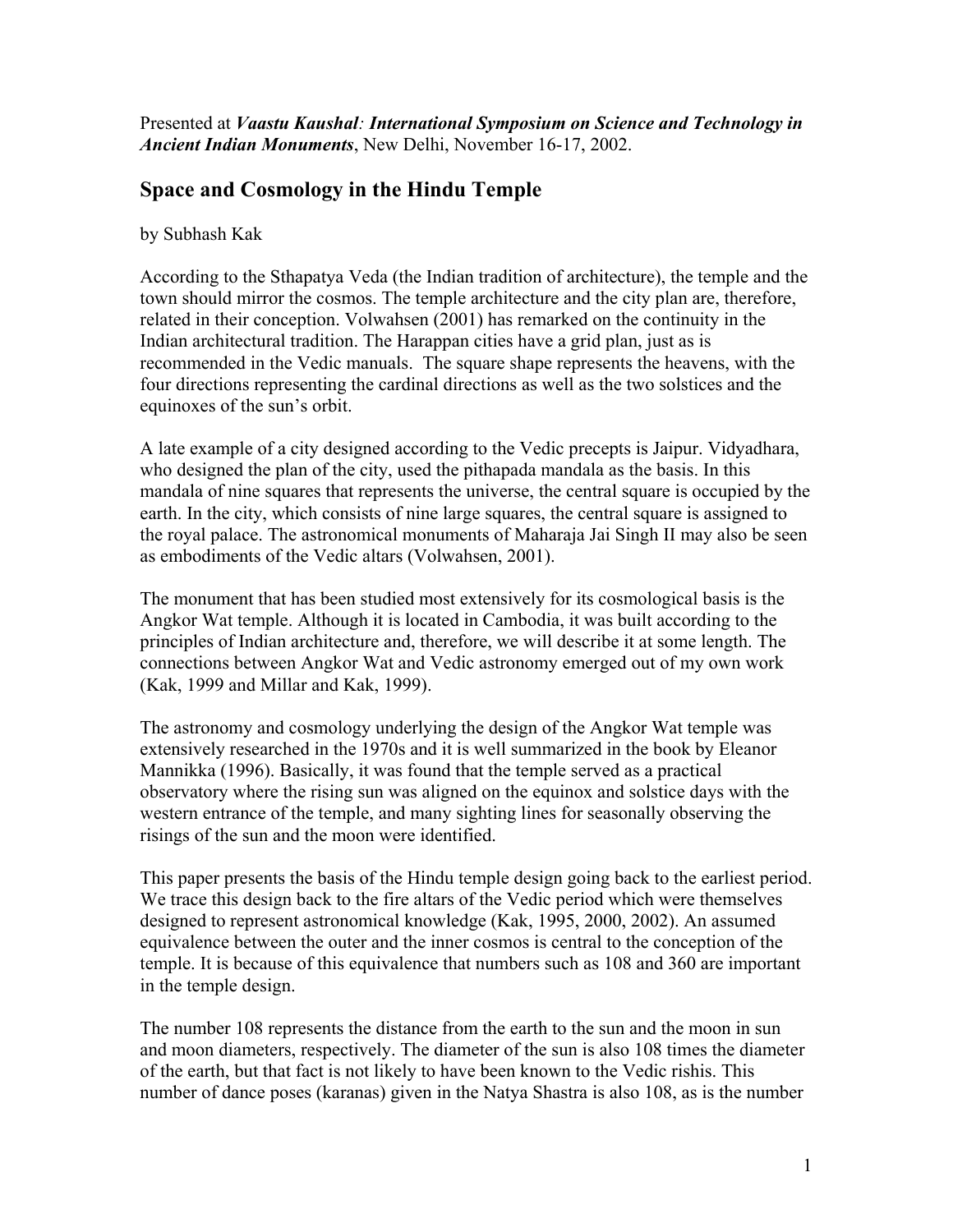Presented at ***Vaastu Kaushal**: **International Symposium on Science and Technology in Ancient Indian Monuments***, New Delhi, November 16-17, 2002.

## Space and Cosmology in the Hindu Temple

by Subhash Kak

According to the Sthapatya Veda (the Indian tradition of architecture), the temple and the town should mirror the cosmos. The temple architecture and the city plan are, therefore, related in their conception. Volwahsen (2001) has remarked on the continuity in the Indian architectural tradition. The Harappan cities have a grid plan, just as is recommended in the Vedic manuals. The square shape represents the heavens, with the four directions representing the cardinal directions as well as the two solstices and the equinoxes of the sun's orbit.

A late example of a city designed according to the Vedic precepts is Jaipur. Vidyadhara, who designed the plan of the city, used the pithapada mandala as the basis. In this mandala of nine squares that represents the universe, the central square is occupied by the earth. In the city, which consists of nine large squares, the central square is assigned to the royal palace. The astronomical monuments of Maharaja Jai Singh II may also be seen as embodiments of the Vedic altars (Volwahsen, 2001).

The monument that has been studied most extensively for its cosmological basis is the Angkor Wat temple. Although it is located in Cambodia, it was built according to the principles of Indian architecture and, therefore, we will describe it at some length. The connections between Angkor Wat and Vedic astronomy emerged out of my own work (Kak, 1999 and Millar and Kak, 1999).

The astronomy and cosmology underlying the design of the Angkor Wat temple was extensively researched in the 1970s and it is well summarized in the book by Eleanor Mannikka (1996). Basically, it was found that the temple served as a practical observatory where the rising sun was aligned on the equinox and solstice days with the western entrance of the temple, and many sighting lines for seasonally observing the risings of the sun and the moon were identified.

This paper presents the basis of the Hindu temple design going back to the earliest period. We trace this design back to the fire altars of the Vedic period which were themselves designed to represent astronomical knowledge (Kak, 1995, 2000, 2002). An assumed equivalence between the outer and the inner cosmos is central to the conception of the temple. It is because of this equivalence that numbers such as 108 and 360 are important in the temple design.

The number 108 represents the distance from the earth to the sun and the moon in sun and moon diameters, respectively. The diameter of the sun is also 108 times the diameter of the earth, but that fact is not likely to have been known to the Vedic rishis. This number of dance poses (karanas) given in the Natya Shastra is also 108, as is the number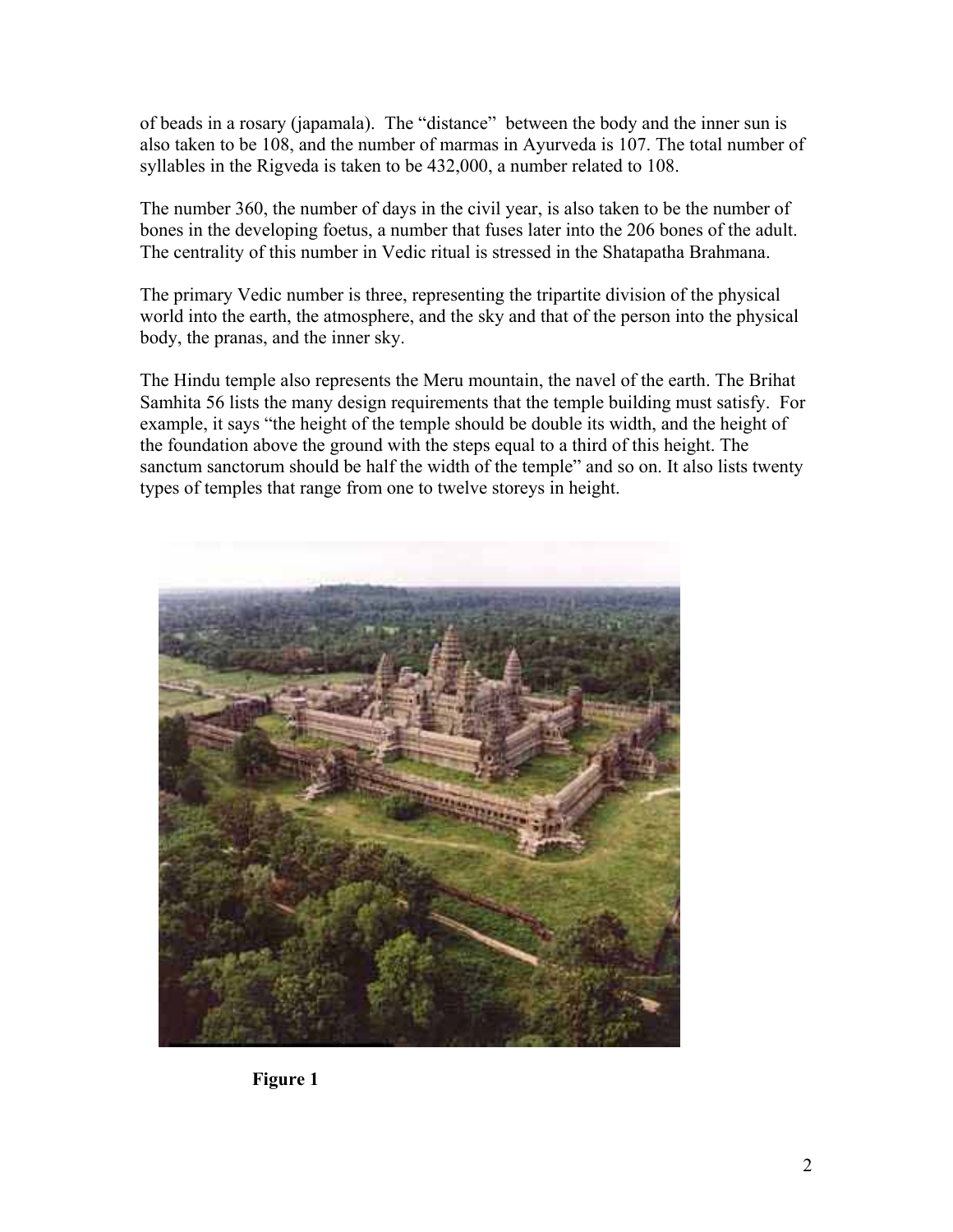of beads in a rosary (japamala). The "distance" between the body and the inner sun is also taken to be 108, and the number of marmas in Ayurveda is 107. The total number of syllables in the Rigveda is taken to be 432,000, a number related to 108.

The number 360, the number of days in the civil year, is also taken to be the number of bones in the developing foetus, a number that fuses later into the 206 bones of the adult. The centrality of this number in Vedic ritual is stressed in the Shatapatha Brahmana.

The primary Vedic number is three, representing the tripartite division of the physical world into the earth, the atmosphere, and the sky and that of the person into the physical body, the pranas, and the inner sky.

The Hindu temple also represents the Meru mountain, the navel of the earth. The Brihat Samhita 56 lists the many design requirements that the temple building must satisfy. For example, it says "the height of the temple should be double its width, and the height of the foundation above the ground with the steps equal to a third of this height. The sanctum sanctorum should be half the width of the temple" and so on. It also lists twenty types of temples that range from one to twelve storeys in height.

**Figure 1**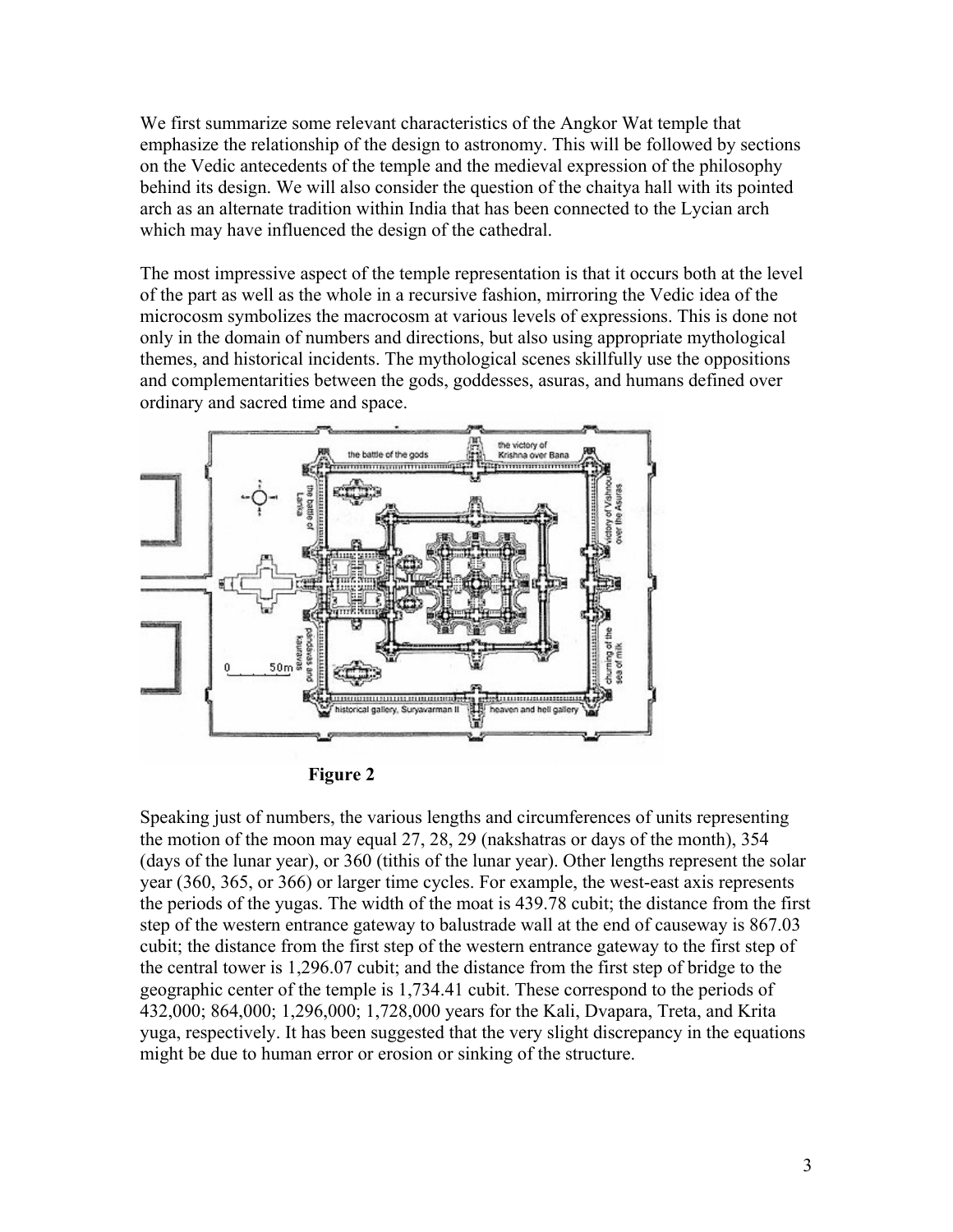We first summarize some relevant characteristics of the Angkor Wat temple that emphasize the relationship of the design to astronomy. This will be followed by sections on the Vedic antecedents of the temple and the medieval expression of the philosophy behind its design. We will also consider the question of the chaitya hall with its pointed arch as an alternate tradition within India that has been connected to the Lycian arch which may have influenced the design of the cathedral.

The most impressive aspect of the temple representation is that it occurs both at the level of the part as well as the whole in a recursive fashion, mirroring the Vedic idea of the microcosm symbolizes the macrocosm at various levels of expressions. This is done not only in the domain of numbers and directions, but also using appropriate mythological themes, and historical incidents. The mythological scenes skillfully use the oppositions and complementarities between the gods, goddesses, asuras, and humans defined over ordinary and sacred time and space.

**Figure 2**

Speaking just of numbers, the various lengths and circumferences of units representing the motion of the moon may equal 27, 28, 29 (nakshatras or days of the month), 354 (days of the lunar year), or 360 (tithis of the lunar year). Other lengths represent the solar year (360, 365, or 366) or larger time cycles. For example, the west-east axis represents the periods of the yugas. The width of the moat is 439.78 cubit; the distance from the first step of the western entrance gateway to balustrade wall at the end of causeway is 867.03 cubit; the distance from the first step of the western entrance gateway to the first step of the central tower is 1,296.07 cubit; and the distance from the first step of bridge to the geographic center of the temple is 1,734.41 cubit. These correspond to the periods of 432,000; 864,000; 1,296,000; 1,728,000 years for the Kali, Dvapara, Treta, and Krita yuga, respectively. It has been suggested that the very slight discrepancy in the equations might be due to human error or erosion or sinking of the structure.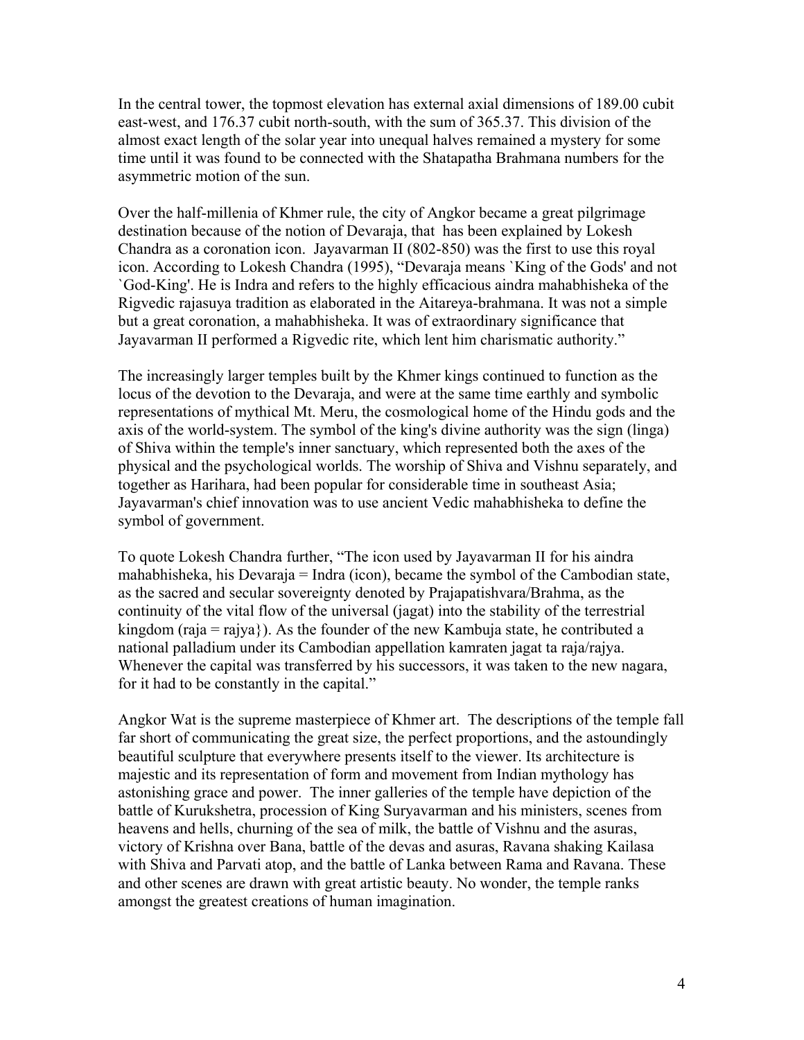In the central tower, the topmost elevation has external axial dimensions of 189.00 cubit east-west, and 176.37 cubit north-south, with the sum of 365.37. This division of the almost exact length of the solar year into unequal halves remained a mystery for some time until it was found to be connected with the Shatapatha Brahmana numbers for the asymmetric motion of the sun.

Over the half-millenia of Khmer rule, the city of Angkor became a great pilgrimage destination because of the notion of Devaraja, that has been explained by Lokesh Chandra as a coronation icon. Jayavarman II (802-850) was the first to use this royal icon. According to Lokesh Chandra (1995), "Devaraja means `King of the Gods' and not `God-King'. He is Indra and refers to the highly efficacious aindra mahabhisheka of the Rigvedic rajasuya tradition as elaborated in the Aitareya-brahmana. It was not a simple but a great coronation, a mahabhisheka. It was of extraordinary significance that Jayavarman II performed a Rigvedic rite, which lent him charismatic authority."

The increasingly larger temples built by the Khmer kings continued to function as the locus of the devotion to the Devaraja, and were at the same time earthly and symbolic representations of mythical Mt. Meru, the cosmological home of the Hindu gods and the axis of the world-system. The symbol of the king's divine authority was the sign (linga) of Shiva within the temple's inner sanctuary, which represented both the axes of the physical and the psychological worlds. The worship of Shiva and Vishnu separately, and together as Harihara, had been popular for considerable time in southeast Asia; Jayavarman's chief innovation was to use ancient Vedic mahabhisheka to define the symbol of government.

To quote Lokesh Chandra further, "The icon used by Jayavarman II for his aindra mahabhisheka, his Devaraja = Indra (icon), became the symbol of the Cambodian state, as the sacred and secular sovereignty denoted by Prajapatishvara/Brahma, as the continuity of the vital flow of the universal (jagat) into the stability of the terrestrial kingdom (raja = rajya}). As the founder of the new Kambuja state, he contributed a national palladium under its Cambodian appellation kamraten jagat ta raja/rajya. Whenever the capital was transferred by his successors, it was taken to the new nagara, for it had to be constantly in the capital."

Angkor Wat is the supreme masterpiece of Khmer art. The descriptions of the temple fall far short of communicating the great size, the perfect proportions, and the astoundingly beautiful sculpture that everywhere presents itself to the viewer. Its architecture is majestic and its representation of form and movement from Indian mythology has astonishing grace and power. The inner galleries of the temple have depiction of the battle of Kurukshetra, procession of King Suryavarman and his ministers, scenes from heavens and hells, churning of the sea of milk, the battle of Vishnu and the asuras, victory of Krishna over Bana, battle of the devas and asuras, Ravana shaking Kailasa with Shiva and Parvati atop, and the battle of Lanka between Rama and Ravana. These and other scenes are drawn with great artistic beauty. No wonder, the temple ranks amongst the greatest creations of human imagination.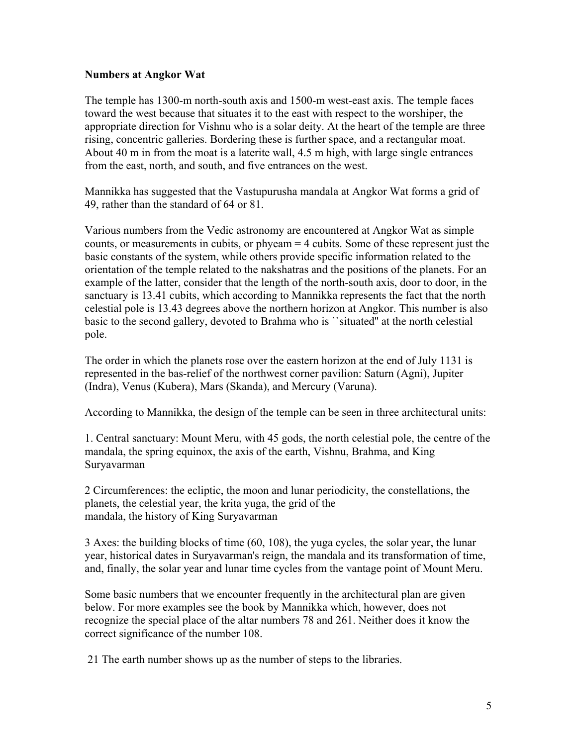**Numbers at Angkor Wat**

The temple has 1300-m north-south axis and 1500-m west-east axis. The temple faces toward the west because that situates it to the east with respect to the worshiper, the appropriate direction for Vishnu who is a solar deity. At the heart of the temple are three rising, concentric galleries. Bordering these is further space, and a rectangular moat. About 40 m in from the moat is a laterite wall, 4.5 m high, with large single entrances from the east, north, and south, and five entrances on the west.

Mannikka has suggested that the Vastupurusha mandala at Angkor Wat forms a grid of 49, rather than the standard of 64 or 81.

Various numbers from the Vedic astronomy are encountered at Angkor Wat as simple counts, or measurements in cubits, or phyeam = 4 cubits. Some of these represent just the basic constants of the system, while others provide specific information related to the orientation of the temple related to the nakshatras and the positions of the planets. For an example of the latter, consider that the length of the north-south axis, door to door, in the sanctuary is 13.41 cubits, which according to Mannikka represents the fact that the north celestial pole is 13.43 degrees above the northern horizon at Angkor. This number is also basic to the second gallery, devoted to Brahma who is ``situated'' at the north celestial pole.

The order in which the planets rose over the eastern horizon at the end of July 1131 is represented in the bas-relief of the northwest corner pavilion: Saturn (Agni), Jupiter (Indra), Venus (Kubera), Mars (Skanda), and Mercury (Varuna).

According to Mannikka, the design of the temple can be seen in three architectural units:

1. Central sanctuary: Mount Meru, with 45 gods, the north celestial pole, the centre of the mandala, the spring equinox, the axis of the earth, Vishnu, Brahma, and King Suryavarman

2 Circumferences: the ecliptic, the moon and lunar periodicity, the constellations, the planets, the celestial year, the krita yuga, the grid of the mandala, the history of King Suryavarman

3 Axes: the building blocks of time (60, 108), the yuga cycles, the solar year, the lunar year, historical dates in Suryavarman's reign, the mandala and its transformation of time, and, finally, the solar year and lunar time cycles from the vantage point of Mount Meru.

Some basic numbers that we encounter frequently in the architectural plan are given below. For more examples see the book by Mannikka which, however, does not recognize the special place of the altar numbers 78 and 261. Neither does it know the correct significance of the number 108.

21 The earth number shows up as the number of steps to the libraries.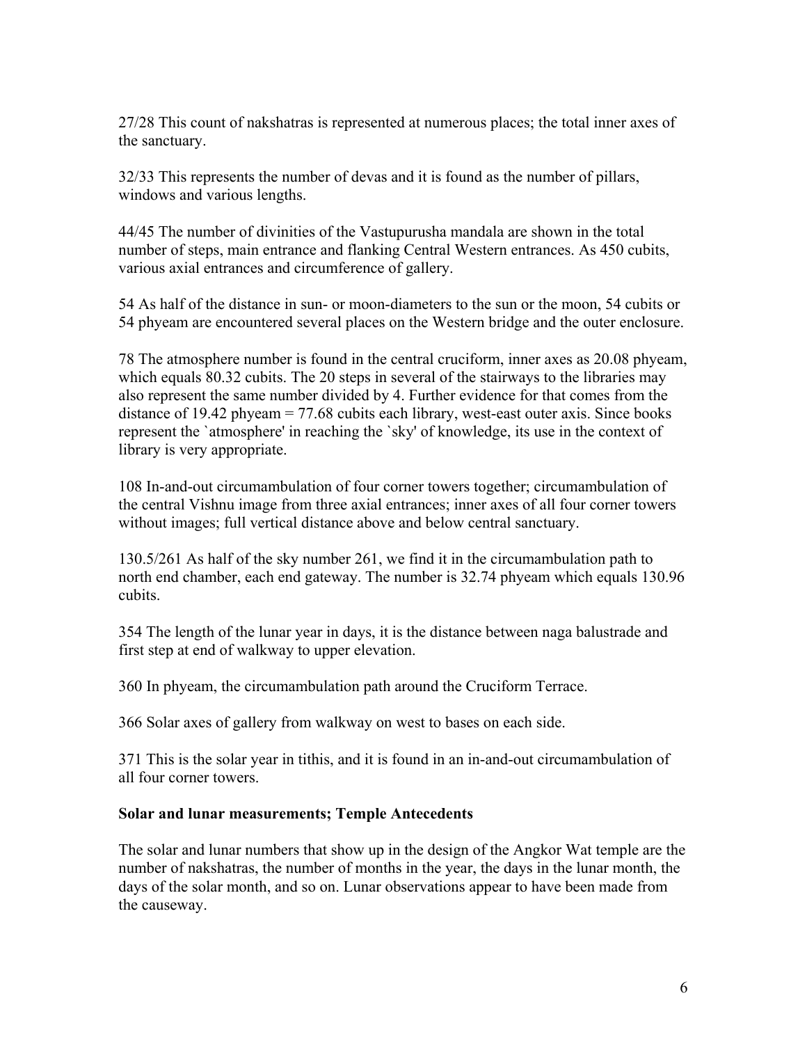27/28 This count of nakshatras is represented at numerous places; the total inner axes of the sanctuary.

32/33 This represents the number of devas and it is found as the number of pillars, windows and various lengths.

44/45 The number of divinities of the Vastupurusha mandala are shown in the total number of steps, main entrance and flanking Central Western entrances. As 450 cubits, various axial entrances and circumference of gallery.

54 As half of the distance in sun- or moon-diameters to the sun or the moon, 54 cubits or 54 phyeam are encountered several places on the Western bridge and the outer enclosure.

78 The atmosphere number is found in the central cruciform, inner axes as 20.08 phyeam, which equals 80.32 cubits. The 20 steps in several of the stairways to the libraries may also represent the same number divided by 4. Further evidence for that comes from the distance of 19.42 phyeam = 77.68 cubits each library, west-east outer axis. Since books represent the `atmosphere' in reaching the `sky' of knowledge, its use in the context of library is very appropriate.

108 In-and-out circumambulation of four corner towers together; circumambulation of the central Vishnu image from three axial entrances; inner axes of all four corner towers without images; full vertical distance above and below central sanctuary.

130.5/261 As half of the sky number 261, we find it in the circumambulation path to north end chamber, each end gateway. The number is 32.74 phyeam which equals 130.96 cubits.

354 The length of the lunar year in days, it is the distance between naga balustrade and first step at end of walkway to upper elevation.

360 In phyeam, the circumambulation path around the Cruciform Terrace.

366 Solar axes of gallery from walkway on west to bases on each side.

371 This is the solar year in tithis, and it is found in an in-and-out circumambulation of all four corner towers.

**Solar and lunar measurements; Temple Antecedents**

The solar and lunar numbers that show up in the design of the Angkor Wat temple are the number of nakshatras, the number of months in the year, the days in the lunar month, the days of the solar month, and so on. Lunar observations appear to have been made from the causeway.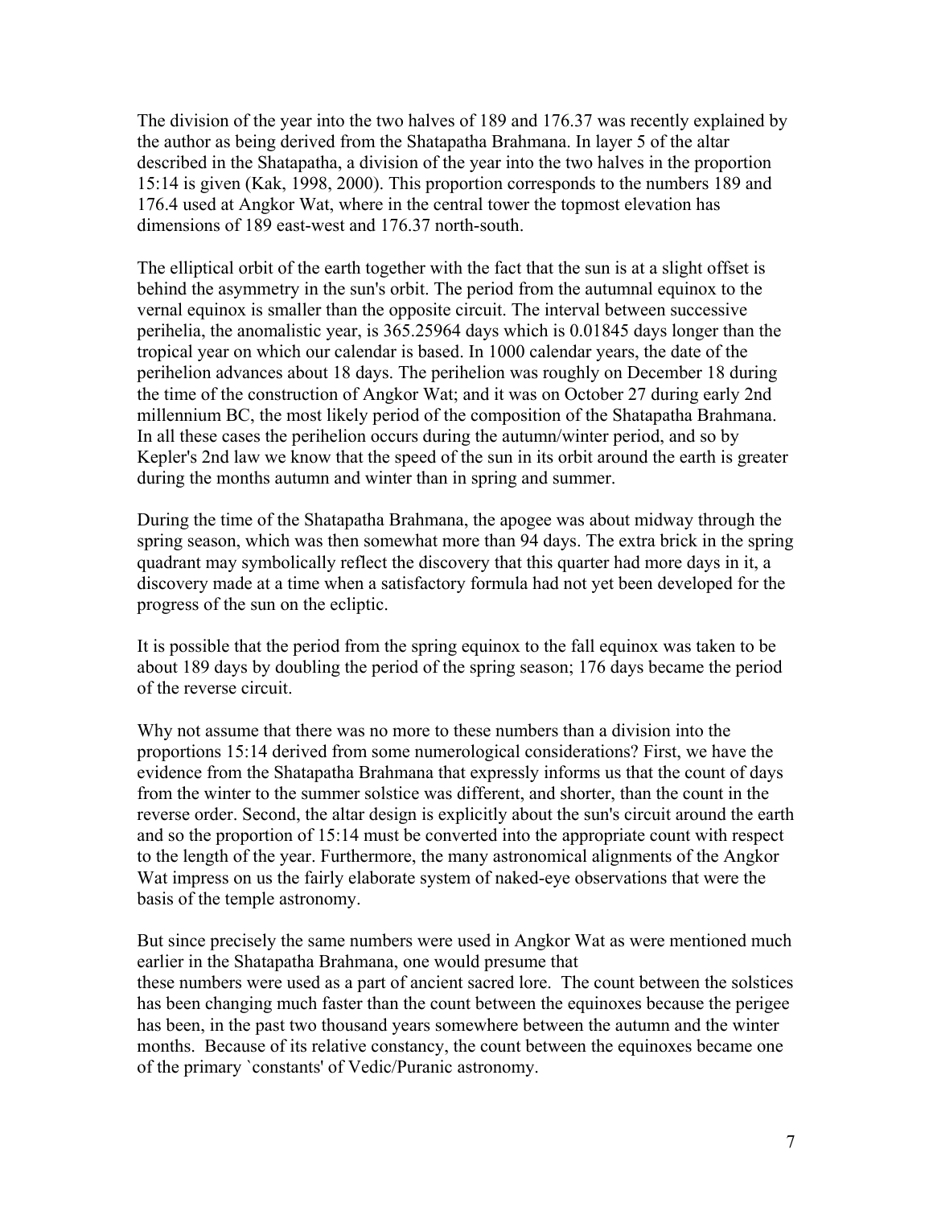The division of the year into the two halves of 189 and 176.37 was recently explained by the author as being derived from the Shatapatha Brahmana. In layer 5 of the altar described in the Shatapatha, a division of the year into the two halves in the proportion 15:14 is given (Kak, 1998, 2000). This proportion corresponds to the numbers 189 and 176.4 used at Angkor Wat, where in the central tower the topmost elevation has dimensions of 189 east-west and 176.37 north-south.

The elliptical orbit of the earth together with the fact that the sun is at a slight offset is behind the asymmetry in the sun's orbit. The period from the autumnal equinox to the vernal equinox is smaller than the opposite circuit. The interval between successive perihelia, the anomalistic year, is 365.25964 days which is 0.01845 days longer than the tropical year on which our calendar is based. In 1000 calendar years, the date of the perihelion advances about 18 days. The perihelion was roughly on December 18 during the time of the construction of Angkor Wat; and it was on October 27 during early 2nd millennium BC, the most likely period of the composition of the Shatapatha Brahmana. In all these cases the perihelion occurs during the autumn/winter period, and so by Kepler's 2nd law we know that the speed of the sun in its orbit around the earth is greater during the months autumn and winter than in spring and summer.

During the time of the Shatapatha Brahmana, the apogee was about midway through the spring season, which was then somewhat more than 94 days. The extra brick in the spring quadrant may symbolically reflect the discovery that this quarter had more days in it, a discovery made at a time when a satisfactory formula had not yet been developed for the progress of the sun on the ecliptic.

It is possible that the period from the spring equinox to the fall equinox was taken to be about 189 days by doubling the period of the spring season; 176 days became the period of the reverse circuit.

Why not assume that there was no more to these numbers than a division into the proportions 15:14 derived from some numerological considerations? First, we have the evidence from the Shatapatha Brahmana that expressly informs us that the count of days from the winter to the summer solstice was different, and shorter, than the count in the reverse order. Second, the altar design is explicitly about the sun's circuit around the earth and so the proportion of 15:14 must be converted into the appropriate count with respect to the length of the year. Furthermore, the many astronomical alignments of the Angkor Wat impress on us the fairly elaborate system of naked-eye observations that were the basis of the temple astronomy.

But since precisely the same numbers were used in Angkor Wat as were mentioned much earlier in the Shatapatha Brahmana, one would presume that these numbers were used as a part of ancient sacred lore. The count between the solstices has been changing much faster than the count between the equinoxes because the perigee has been, in the past two thousand years somewhere between the autumn and the winter months. Because of its relative constancy, the count between the equinoxes became one of the primary `constants' of Vedic/Puranic astronomy.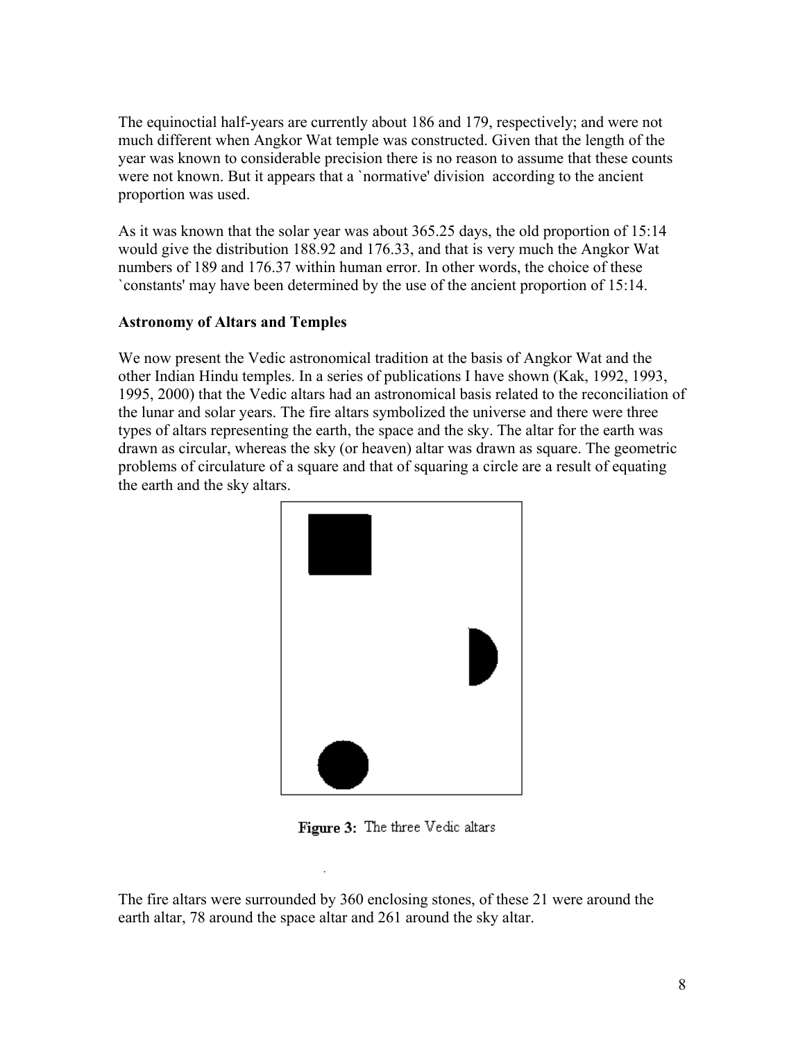The equinoctial half-years are currently about 186 and 179, respectively; and were not much different when Angkor Wat temple was constructed. Given that the length of the year was known to considerable precision there is no reason to assume that these counts were not known. But it appears that a `normative' division according to the ancient proportion was used.

As it was known that the solar year was about 365.25 days, the old proportion of 15:14 would give the distribution 188.92 and 176.33, and that is very much the Angkor Wat numbers of 189 and 176.37 within human error. In other words, the choice of these `constants' may have been determined by the use of the ancient proportion of 15:14.

**Astronomy of Altars and Temples**

We now present the Vedic astronomical tradition at the basis of Angkor Wat and the other Indian Hindu temples. In a series of publications I have shown (Kak, 1992, 1993, 1995, 2000) that the Vedic altars had an astronomical basis related to the reconciliation of the lunar and solar years. The fire altars symbolized the universe and there were three types of altars representing the earth, the space and the sky. The altar for the earth was drawn as circular, whereas the sky (or heaven) altar was drawn as square. The geometric problems of circulature of a square and that of squaring a circle are a result of equating the earth and the sky altars.

**Figure 3:** The three Vedic altars

The fire altars were surrounded by 360 enclosing stones, of these 21 were around the earth altar, 78 around the space altar and 261 around the sky altar.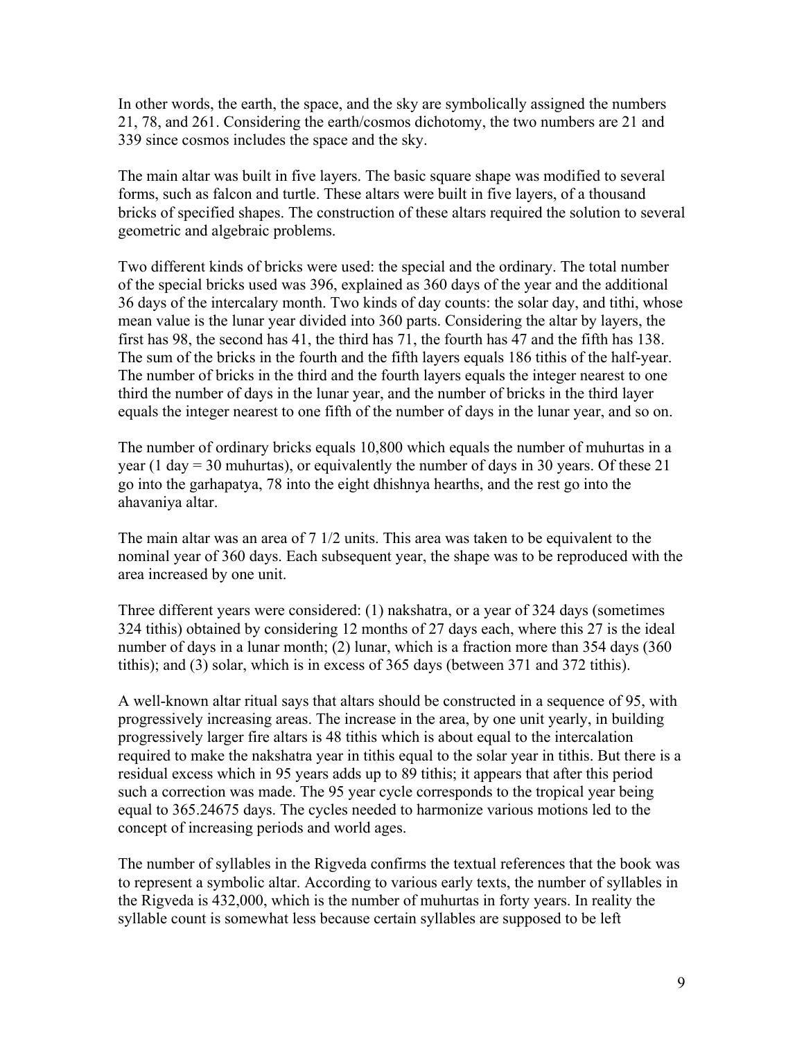In other words, the earth, the space, and the sky are symbolically assigned the numbers 21, 78, and 261. Considering the earth/cosmos dichotomy, the two numbers are 21 and 339 since cosmos includes the space and the sky.

The main altar was built in five layers. The basic square shape was modified to several forms, such as falcon and turtle. These altars were built in five layers, of a thousand bricks of specified shapes. The construction of these altars required the solution to several geometric and algebraic problems.

Two different kinds of bricks were used: the special and the ordinary. The total number of the special bricks used was 396, explained as 360 days of the year and the additional 36 days of the intercalary month. Two kinds of day counts: the solar day, and tithi, whose mean value is the lunar year divided into 360 parts. Considering the altar by layers, the first has 98, the second has 41, the third has 71, the fourth has 47 and the fifth has 138. The sum of the bricks in the fourth and the fifth layers equals 186 tithis of the half-year. The number of bricks in the third and the fourth layers equals the integer nearest to one third the number of days in the lunar year, and the number of bricks in the third layer equals the integer nearest to one fifth of the number of days in the lunar year, and so on.

The number of ordinary bricks equals 10,800 which equals the number of muhurtas in a year (1 day = 30 muhurtas), or equivalently the number of days in 30 years. Of these 21 go into the garhapatya, 78 into the eight dhishnya hearths, and the rest go into the ahavaniya altar.

The main altar was an area of 7 1/2 units. This area was taken to be equivalent to the nominal year of 360 days. Each subsequent year, the shape was to be reproduced with the area increased by one unit.

Three different years were considered: (1) nakshatra, or a year of 324 days (sometimes 324 tithis) obtained by considering 12 months of 27 days each, where this 27 is the ideal number of days in a lunar month; (2) lunar, which is a fraction more than 354 days (360 tithis); and (3) solar, which is in excess of 365 days (between 371 and 372 tithis).

A well-known altar ritual says that altars should be constructed in a sequence of 95, with progressively increasing areas. The increase in the area, by one unit yearly, in building progressively larger fire altars is 48 tithis which is about equal to the intercalation required to make the nakshatra year in tithis equal to the solar year in tithis. But there is a residual excess which in 95 years adds up to 89 tithis; it appears that after this period such a correction was made. The 95 year cycle corresponds to the tropical year being equal to 365.24675 days. The cycles needed to harmonize various motions led to the concept of increasing periods and world ages.

The number of syllables in the Rigveda confirms the textual references that the book was to represent a symbolic altar. According to various early texts, the number of syllables in the Rigveda is 432,000, which is the number of muhurtas in forty years. In reality the syllable count is somewhat less because certain syllables are supposed to be left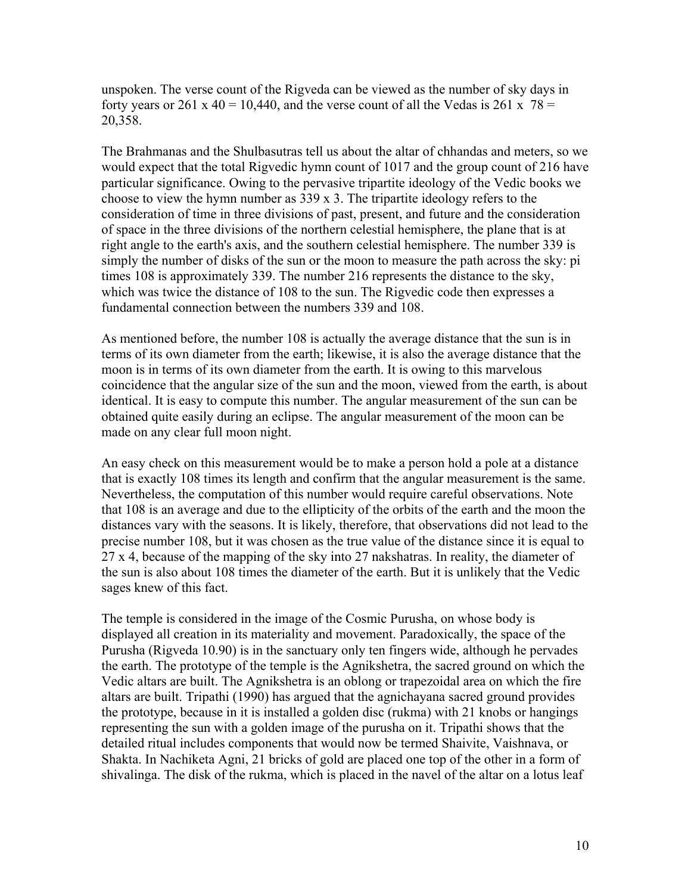unspoken. The verse count of the Rigveda can be viewed as the number of sky days in forty years or 261 x 40 = 10,440, and the verse count of all the Vedas is 261 x 78 = 20,358.

The Brahmanas and the Shulbasutras tell us about the altar of chhandas and meters, so we would expect that the total Rigvedic hymn count of 1017 and the group count of 216 have particular significance. Owing to the pervasive tripartite ideology of the Vedic books we choose to view the hymn number as 339 x 3. The tripartite ideology refers to the consideration of time in three divisions of past, present, and future and the consideration of space in the three divisions of the northern celestial hemisphere, the plane that is at right angle to the earth's axis, and the southern celestial hemisphere. The number 339 is simply the number of disks of the sun or the moon to measure the path across the sky: pi times 108 is approximately 339. The number 216 represents the distance to the sky, which was twice the distance of 108 to the sun. The Rigvedic code then expresses a fundamental connection between the numbers 339 and 108.

As mentioned before, the number 108 is actually the average distance that the sun is in terms of its own diameter from the earth; likewise, it is also the average distance that the moon is in terms of its own diameter from the earth. It is owing to this marvelous coincidence that the angular size of the sun and the moon, viewed from the earth, is about identical. It is easy to compute this number. The angular measurement of the sun can be obtained quite easily during an eclipse. The angular measurement of the moon can be made on any clear full moon night.

An easy check on this measurement would be to make a person hold a pole at a distance that is exactly 108 times its length and confirm that the angular measurement is the same. Nevertheless, the computation of this number would require careful observations. Note that 108 is an average and due to the ellipticity of the orbits of the earth and the moon the distances vary with the seasons. It is likely, therefore, that observations did not lead to the precise number 108, but it was chosen as the true value of the distance since it is equal to 27 x 4, because of the mapping of the sky into 27 nakshatras. In reality, the diameter of the sun is also about 108 times the diameter of the earth. But it is unlikely that the Vedic sages knew of this fact.

The temple is considered in the image of the Cosmic Purusha, on whose body is displayed all creation in its materiality and movement. Paradoxically, the space of the Purusha (Rigveda 10.90) is in the sanctuary only ten fingers wide, although he pervades the earth. The prototype of the temple is the Agnikshetra, the sacred ground on which the Vedic altars are built. The Agnikshetra is an oblong or trapezoidal area on which the fire altars are built. Tripathi (1990) has argued that the agnichayana sacred ground provides the prototype, because in it is installed a golden disc (rukma) with 21 knobs or hangings representing the sun with a golden image of the purusha on it. Tripathi shows that the detailed ritual includes components that would now be termed Shaivite, Vaishnava, or Shakta. In Nachiketa Agni, 21 bricks of gold are placed one top of the other in a form of shivalinga. The disk of the rukma, which is placed in the navel of the altar on a lotus leaf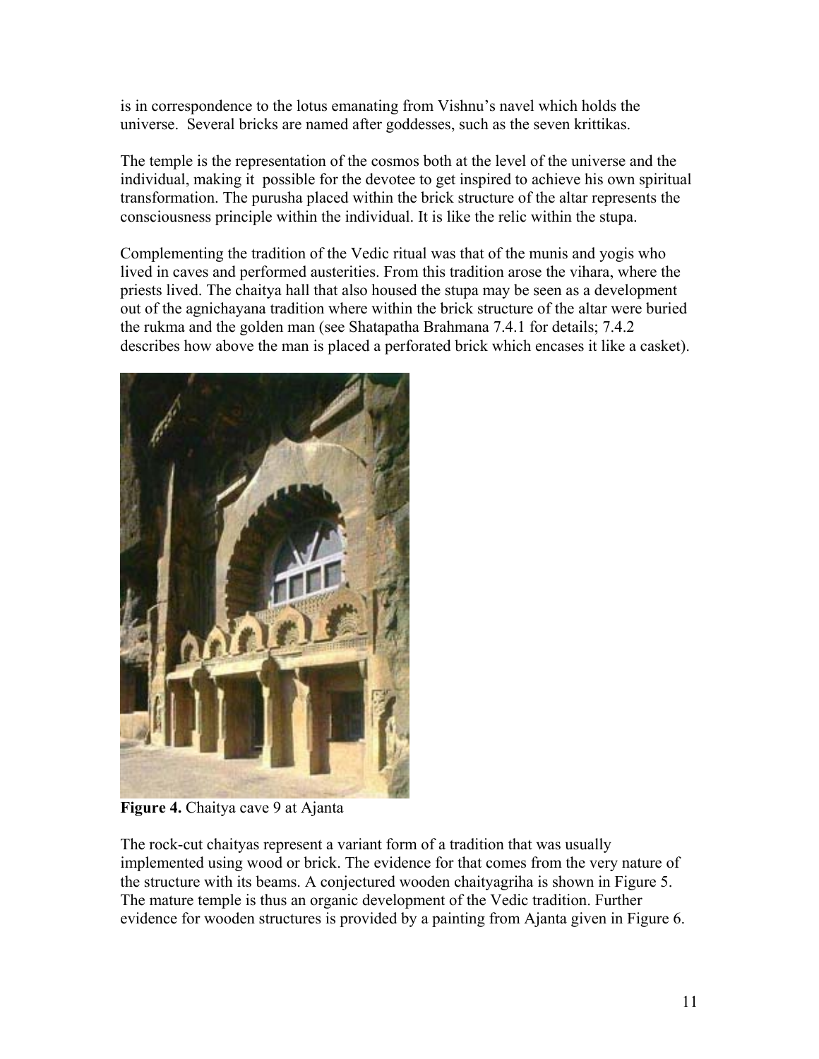is in correspondence to the lotus emanating from Vishnu's navel which holds the universe. Several bricks are named after goddesses, such as the seven krittikas.

The temple is the representation of the cosmos both at the level of the universe and the individual, making it possible for the devotee to get inspired to achieve his own spiritual transformation. The purusha placed within the brick structure of the altar represents the consciousness principle within the individual. It is like the relic within the stupa.

Complementing the tradition of the Vedic ritual was that of the munis and yogis who lived in caves and performed austerities. From this tradition arose the vihara, where the priests lived. The chaitya hall that also housed the stupa may be seen as a development out of the agnichayana tradition where within the brick structure of the altar were buried the rukma and the golden man (see Shatapatha Brahmana 7.4.1 for details; 7.4.2 describes how above the man is placed a perforated brick which encases it like a casket).

**Figure 4.** Chaitya cave 9 at Ajanta

The rock-cut chaityas represent a variant form of a tradition that was usually implemented using wood or brick. The evidence for that comes from the very nature of the structure with its beams. A conjectured wooden chaityagriha is shown in Figure 5. The mature temple is thus an organic development of the Vedic tradition. Further evidence for wooden structures is provided by a painting from Ajanta given in Figure 6.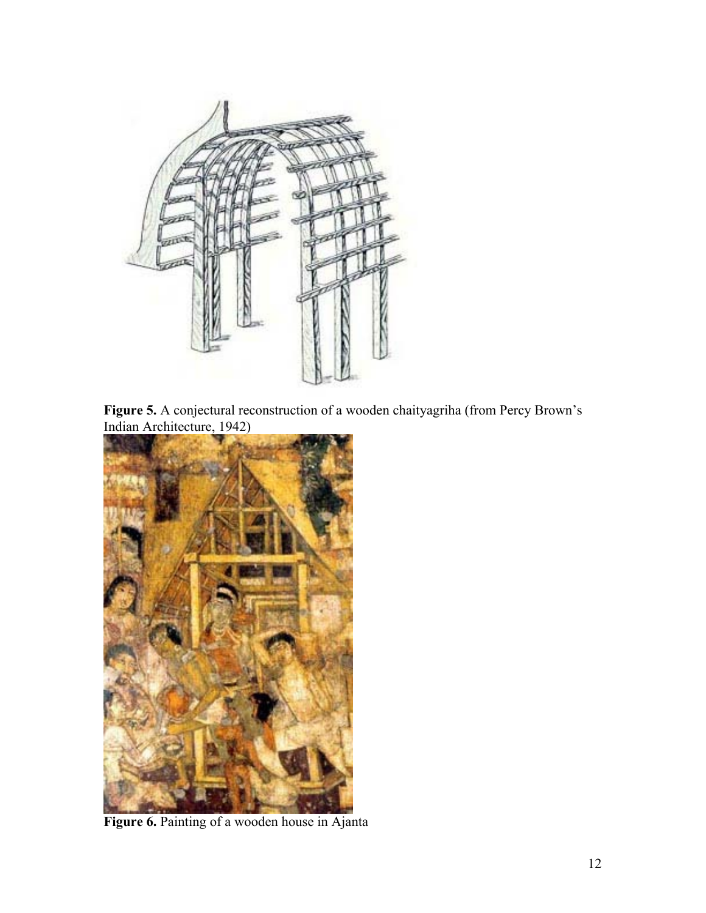**Figure 5.** A conjectural reconstruction of a wooden chaityagriha (from Percy Brown's Indian Architecture, 1942)

**Figure 6.** Painting of a wooden house in Ajanta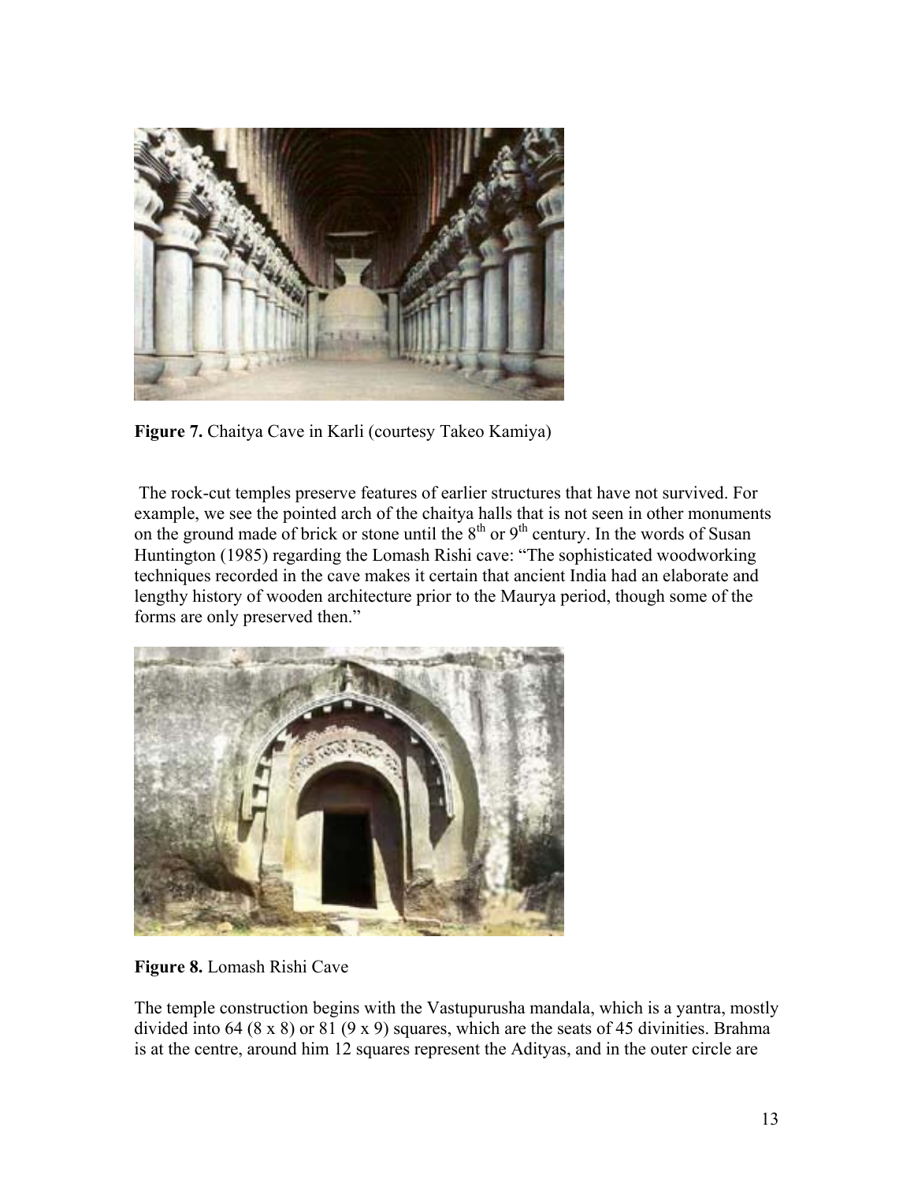**Figure 7.** Chaitya Cave in Karli (courtesy Takeo Kamiya)

The rock-cut temples preserve features of earlier structures that have not survived. For example, we see the pointed arch of the chaitya halls that is not seen in other monuments on the ground made of brick or stone until the 8th or 9th century. In the words of Susan Huntington (1985) regarding the Lomash Rishi cave: "The sophisticated woodworking techniques recorded in the cave makes it certain that ancient India had an elaborate and lengthy history of wooden architecture prior to the Maurya period, though some of the forms are only preserved then."

**Figure 8.** Lomash Rishi Cave

The temple construction begins with the Vastupurusha mandala, which is a yantra, mostly divided into 64 (8 x 8) or 81 (9 x 9) squares, which are the seats of 45 divinities. Brahma is at the centre, around him 12 squares represent the Adityas, and in the outer circle are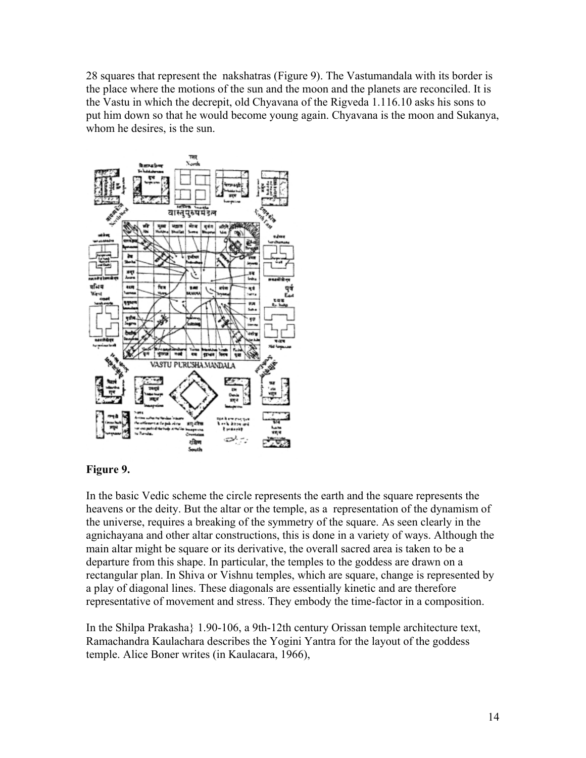28 squares that represent the nakshatras (Figure 9). The Vastumandala with its border is the place where the motions of the sun and the moon and the planets are reconciled. It is the Vastu in which the decrepit, old Chyavana of the Rigveda 1.116.10 asks his sons to put him down so that he would become young again. Chyavana is the moon and Sukanya, whom he desires, is the sun.

**Figure 9.**

In the basic Vedic scheme the circle represents the earth and the square represents the heavens or the deity. But the altar or the temple, as a representation of the dynamism of the universe, requires a breaking of the symmetry of the square. As seen clearly in the agnichayana and other altar constructions, this is done in a variety of ways. Although the main altar might be square or its derivative, the overall sacred area is taken to be a departure from this shape. In particular, the temples to the goddess are drawn on a rectangular plan. In Shiva or Vishnu temples, which are square, change is represented by a play of diagonal lines. These diagonals are essentially kinetic and are therefore representative of movement and stress. They embody the time-factor in a composition.

In the Shilpa Prakasha} 1.90-106, a 9th-12th century Orissan temple architecture text, Ramachandra Kaulachara describes the Yogini Yantra for the layout of the goddess temple. Alice Boner writes (in Kaulacara, 1966),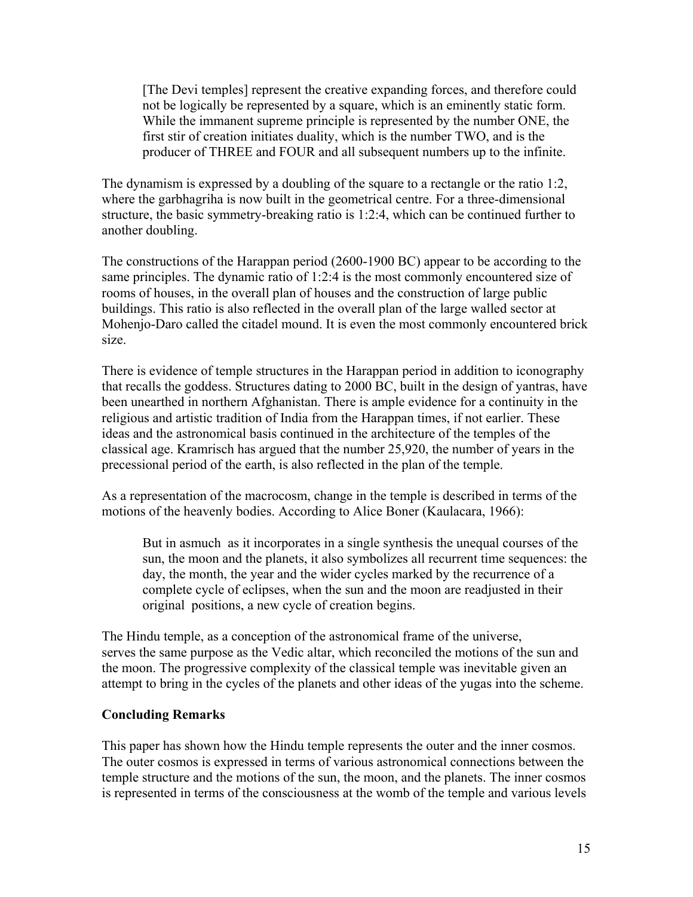> [The Devi temples] represent the creative expanding forces, and therefore could not be logically be represented by a square, which is an eminently static form. While the immanent supreme principle is represented by the number ONE, the first stir of creation initiates duality, which is the number TWO, and is the producer of THREE and FOUR and all subsequent numbers up to the infinite.

The dynamism is expressed by a doubling of the square to a rectangle or the ratio 1:2, where the garbhagriha is now built in the geometrical centre. For a three-dimensional structure, the basic symmetry-breaking ratio is 1:2:4, which can be continued further to another doubling.

The constructions of the Harappan period (2600-1900 BC) appear to be according to the same principles. The dynamic ratio of 1:2:4 is the most commonly encountered size of rooms of houses, in the overall plan of houses and the construction of large public buildings. This ratio is also reflected in the overall plan of the large walled sector at Mohenjo-Daro called the citadel mound. It is even the most commonly encountered brick size.

There is evidence of temple structures in the Harappan period in addition to iconography that recalls the goddess. Structures dating to 2000 BC, built in the design of yantras, have been unearthed in northern Afghanistan. There is ample evidence for a continuity in the religious and artistic tradition of India from the Harappan times, if not earlier. These ideas and the astronomical basis continued in the architecture of the temples of the classical age. Kramrisch has argued that the number 25,920, the number of years in the precessional period of the earth, is also reflected in the plan of the temple.

As a representation of the macrocosm, change in the temple is described in terms of the motions of the heavenly bodies. According to Alice Boner (Kaulacara, 1966):

> But in asmuch as it incorporates in a single synthesis the unequal courses of the sun, the moon and the planets, it also symbolizes all recurrent time sequences: the day, the month, the year and the wider cycles marked by the recurrence of a complete cycle of eclipses, when the sun and the moon are readjusted in their original positions, a new cycle of creation begins.

The Hindu temple, as a conception of the astronomical frame of the universe, serves the same purpose as the Vedic altar, which reconciled the motions of the sun and the moon. The progressive complexity of the classical temple was inevitable given an attempt to bring in the cycles of the planets and other ideas of the yugas into the scheme.

## Concluding Remarks

This paper has shown how the Hindu temple represents the outer and the inner cosmos. The outer cosmos is expressed in terms of various astronomical connections between the temple structure and the motions of the sun, the moon, and the planets. The inner cosmos is represented in terms of the consciousness at the womb of the temple and various levels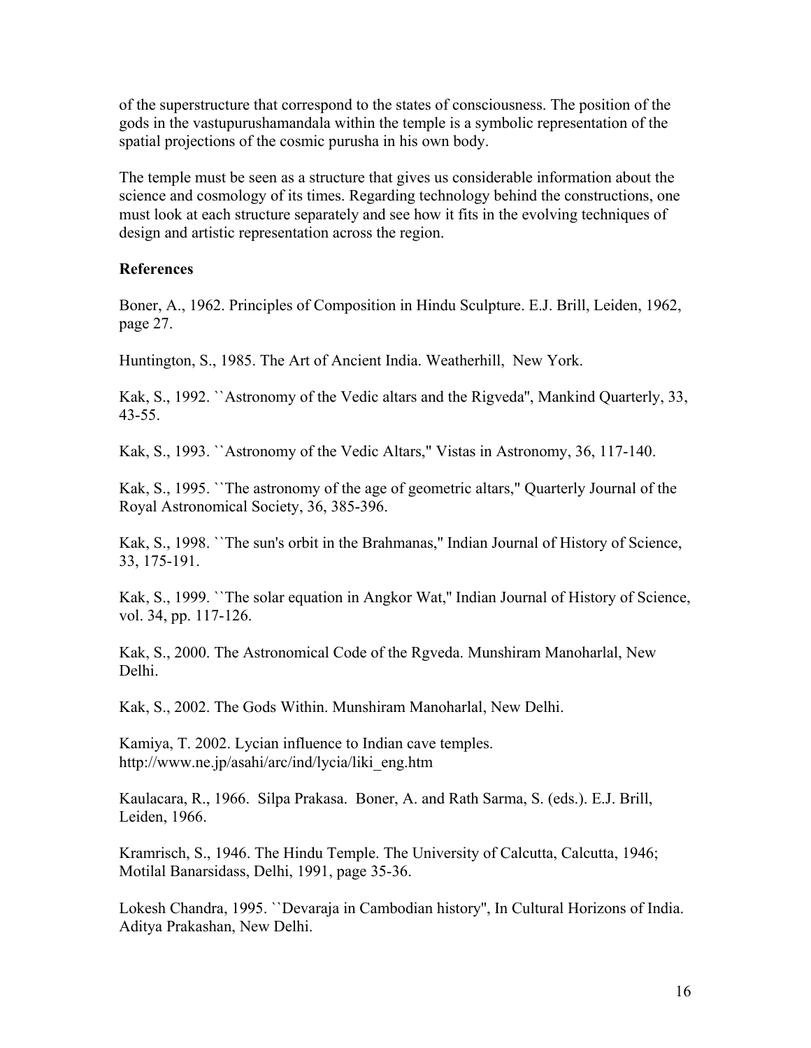of the superstructure that correspond to the states of consciousness. The position of the gods in the vastupurushamandala within the temple is a symbolic representation of the spatial projections of the cosmic purusha in his own body.

The temple must be seen as a structure that gives us considerable information about the science and cosmology of its times. Regarding technology behind the constructions, one must look at each structure separately and see how it fits in the evolving techniques of design and artistic representation across the region.

**References**

Boner, A., 1962. Principles of Composition in Hindu Sculpture. E.J. Brill, Leiden, 1962, page 27.

Huntington, S., 1985. The Art of Ancient India. Weatherhill, New York.

Kak, S., 1992. ``Astronomy of the Vedic altars and the Rigveda'', Mankind Quarterly, 33, 43-55.

Kak, S., 1993. ``Astronomy of the Vedic Altars,'' Vistas in Astronomy, 36, 117-140.

Kak, S., 1995. ``The astronomy of the age of geometric altars,'' Quarterly Journal of the Royal Astronomical Society, 36, 385-396.

Kak, S., 1998. ``The sun's orbit in the Brahmanas,'' Indian Journal of History of Science, 33, 175-191.

Kak, S., 1999. ``The solar equation in Angkor Wat,'' Indian Journal of History of Science, vol. 34, pp. 117-126.

Kak, S., 2000. The Astronomical Code of the Rgveda. Munshiram Manoharlal, New Delhi.

Kak, S., 2002. The Gods Within. Munshiram Manoharlal, New Delhi.

Kamiya, T. 2002. Lycian influence to Indian cave temples. http://www.ne.jp/asahi/arc/ind/lycia/liki_eng.htm

Kaulacara, R., 1966. Silpa Prakasa. Boner, A. and Rath Sarma, S. (eds.). E.J. Brill, Leiden, 1966.

Kramrisch, S., 1946. The Hindu Temple. The University of Calcutta, Calcutta, 1946; Motilal Banarsidass, Delhi, 1991, page 35-36.

Lokesh Chandra, 1995. ``Devaraja in Cambodian history'', In Cultural Horizons of India. Aditya Prakashan, New Delhi.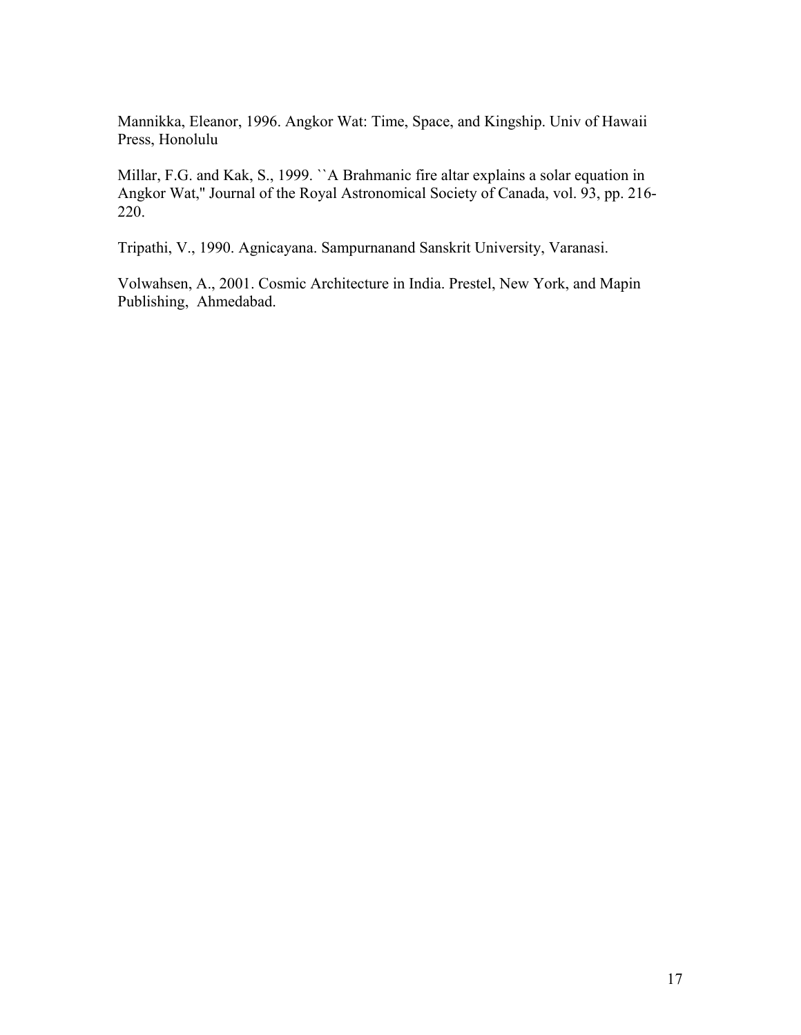Mannikka, Eleanor, 1996. Angkor Wat: Time, Space, and Kingship. Univ of Hawaii Press, Honolulu

Millar, F.G. and Kak, S., 1999. ``A Brahmanic fire altar explains a solar equation in Angkor Wat,'' Journal of the Royal Astronomical Society of Canada, vol. 93, pp. 216-220.

Tripathi, V., 1990. Agnicayana. Sampurnanand Sanskrit University, Varanasi.

Volwahsen, A., 2001. Cosmic Architecture in India. Prestel, New York, and Mapin Publishing, Ahmedabad.